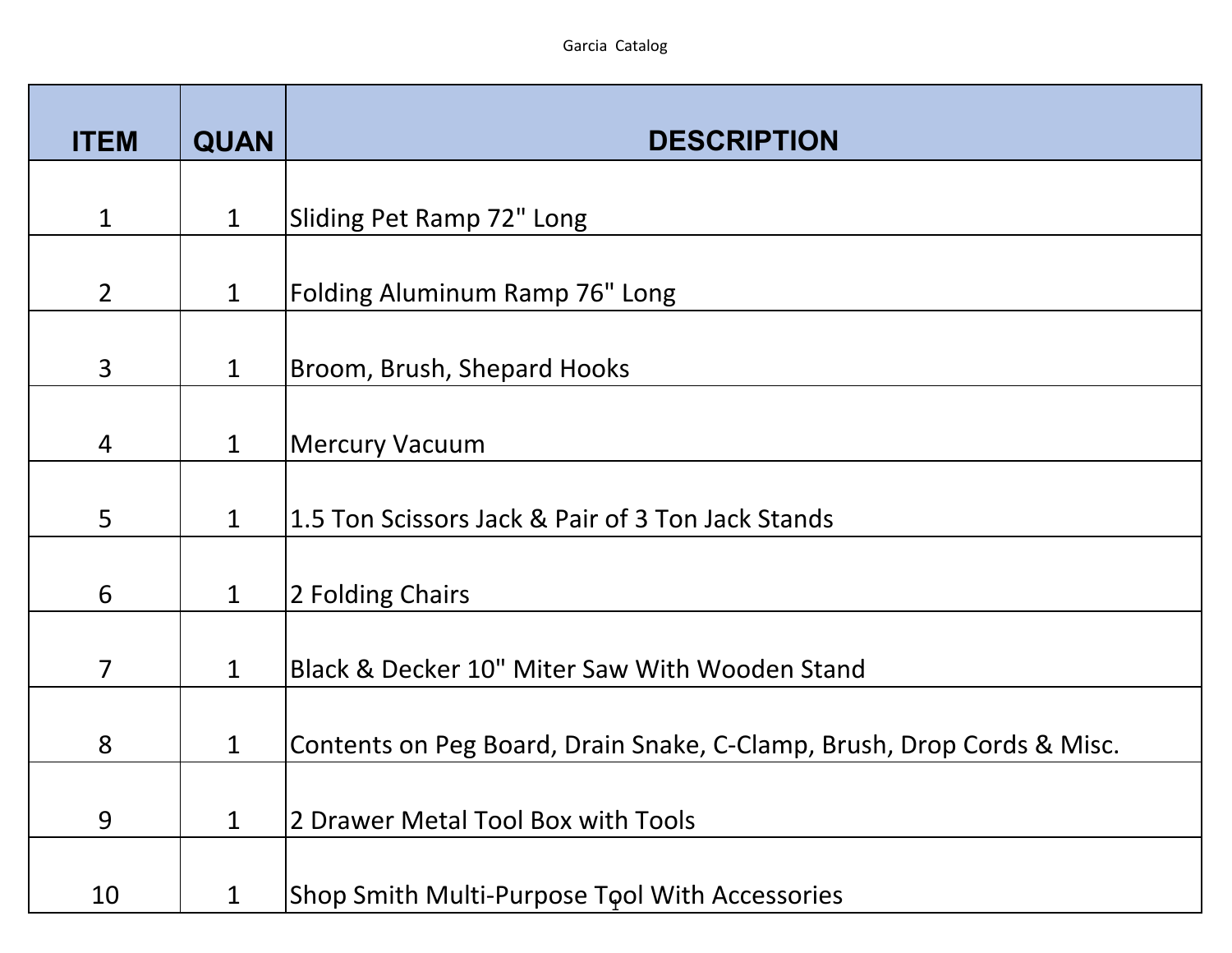Garcia Catalog

| ITEM | QUAN | DESCRIPTION |
|---|---|---|
| 1 | 1 | Sliding Pet Ramp 72" Long |
| 2 | 1 | Folding Aluminum Ramp 76" Long |
| 3 | 1 | Broom, Brush, Shepard Hooks |
| 4 | 1 | Mercury Vacuum |
| 5 | 1 | 1.5 Ton Scissors Jack & Pair of 3 Ton Jack Stands |
| 6 | 1 | 2 Folding Chairs |
| 7 | 1 | Black & Decker 10" Miter Saw With Wooden Stand |
| 8 | 1 | Contents on Peg Board, Drain Snake, C-Clamp, Brush, Drop Cords & Misc. |
| 9 | 1 | 2 Drawer Metal Tool Box with Tools |
| 10 | 1 | Shop Smith Multi-Purpose Tool With Accessories |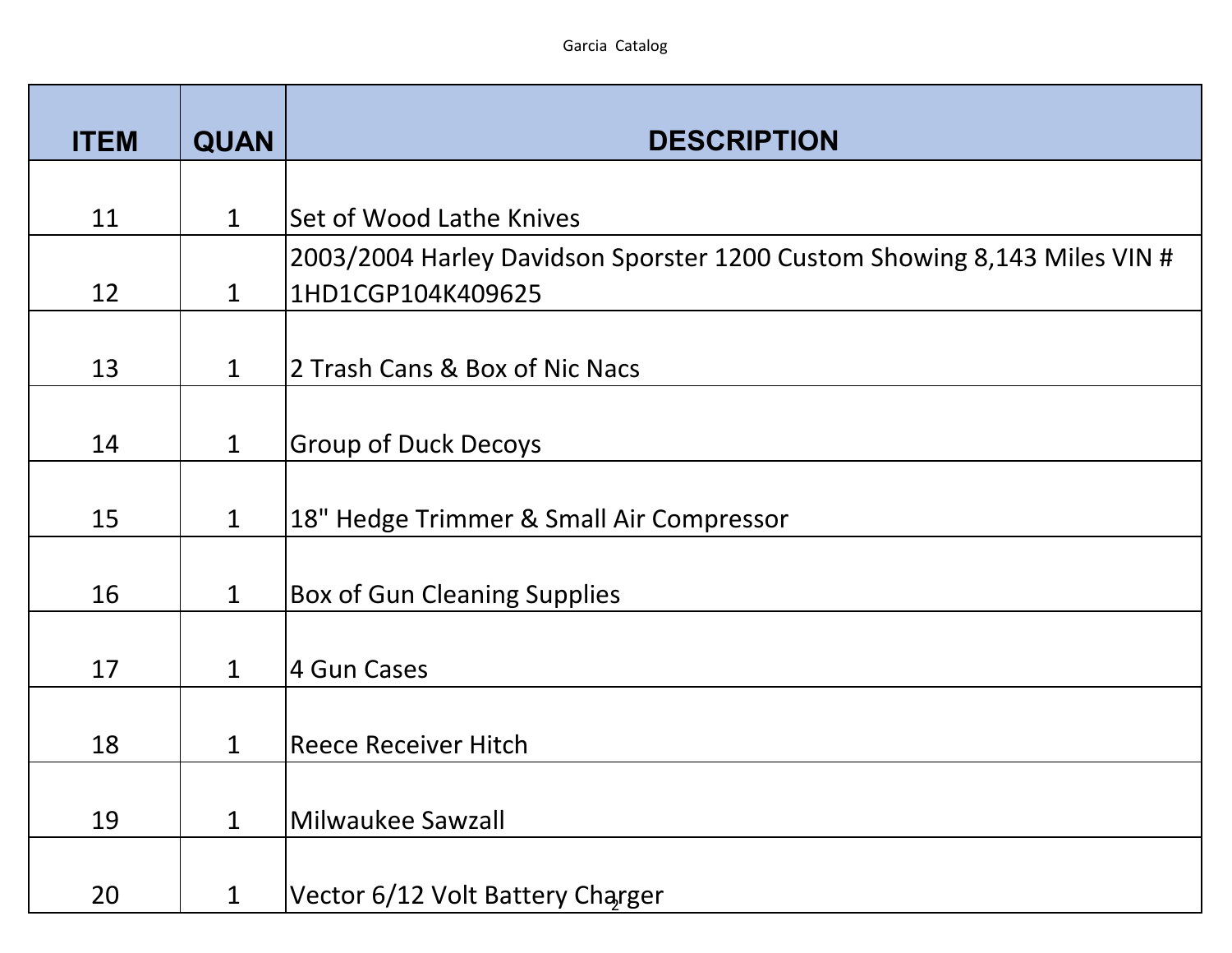| ITEM | QUAN | DESCRIPTION |
|---|---|---|
| 11 | 1 | Set of Wood Lathe Knives |
| 12 | 1 | 2003/2004 Harley Davidson Sporster 1200 Custom Showing 8,143 Miles VIN # 1HD1CGP104K409625 |
| 13 | 1 | 2 Trash Cans & Box of Nic Nacs |
| 14 | 1 | Group of Duck Decoys |
| 15 | 1 | 18" Hedge Trimmer & Small Air Compressor |
| 16 | 1 | Box of Gun Cleaning Supplies |
| 17 | 1 | 4 Gun Cases |
| 18 | 1 | Reece Receiver Hitch |
| 19 | 1 | Milwaukee Sawzall |
| 20 | 1 | Vector 6/12 Volt Battery Charger |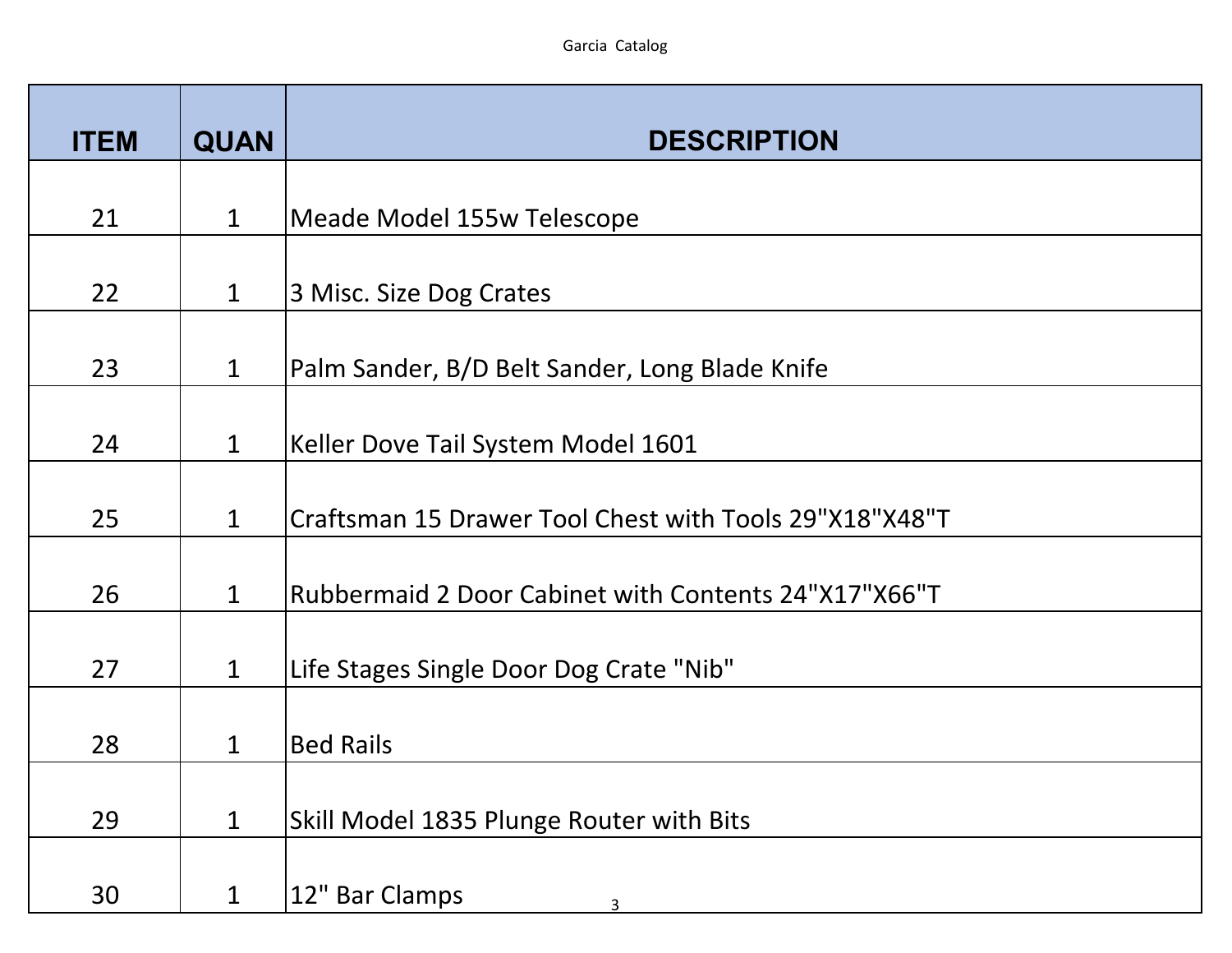| ITEM | QUAN | DESCRIPTION |
|---|---|---|
| 21 | 1 | Meade Model 155w Telescope |
| 22 | 1 | 3 Misc. Size Dog Crates |
| 23 | 1 | Palm Sander, B/D Belt Sander, Long Blade Knife |
| 24 | 1 | Keller Dove Tail System Model 1601 |
| 25 | 1 | Craftsman 15 Drawer Tool Chest with Tools 29"X18"X48"T |
| 26 | 1 | Rubbermaid 2 Door Cabinet with Contents 24"X17"X66"T |
| 27 | 1 | Life Stages Single Door Dog Crate "Nib" |
| 28 | 1 | Bed Rails |
| 29 | 1 | Skill Model 1835 Plunge Router with Bits |
| 30 | 1 | 12" Bar Clamps |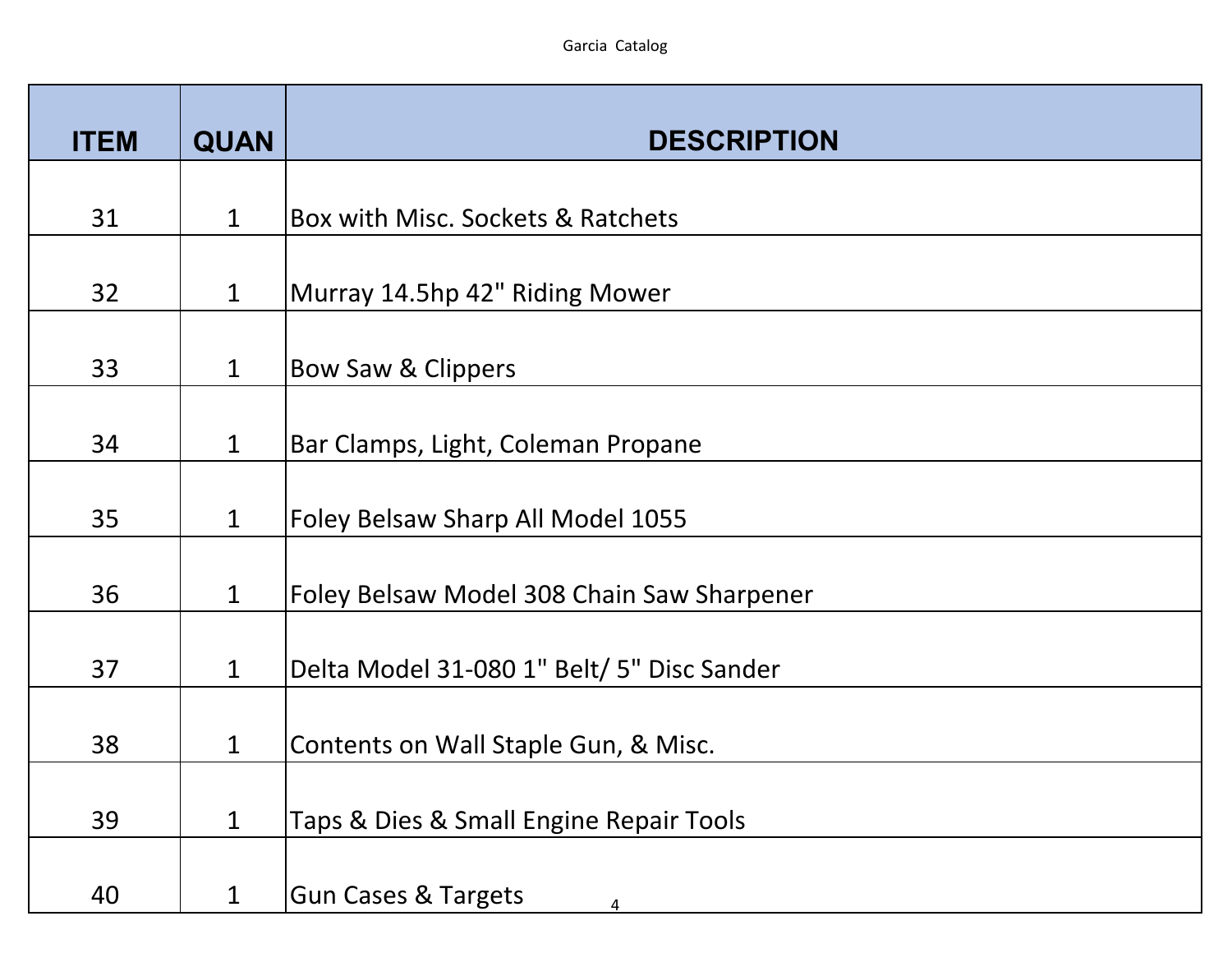| ITEM | QUAN | DESCRIPTION |
|---|---|---|
| 31 | 1 | Box with Misc. Sockets & Ratchets |
| 32 | 1 | Murray 14.5hp 42" Riding Mower |
| 33 | 1 | Bow Saw & Clippers |
| 34 | 1 | Bar Clamps, Light, Coleman Propane |
| 35 | 1 | Foley Belsaw Sharp All Model 1055 |
| 36 | 1 | Foley Belsaw Model 308 Chain Saw Sharpener |
| 37 | 1 | Delta Model 31-080 1" Belt/ 5" Disc Sander |
| 38 | 1 | Contents on Wall Staple Gun, & Misc. |
| 39 | 1 | Taps & Dies & Small Engine Repair Tools |
| 40 | 1 | Gun Cases & Targets |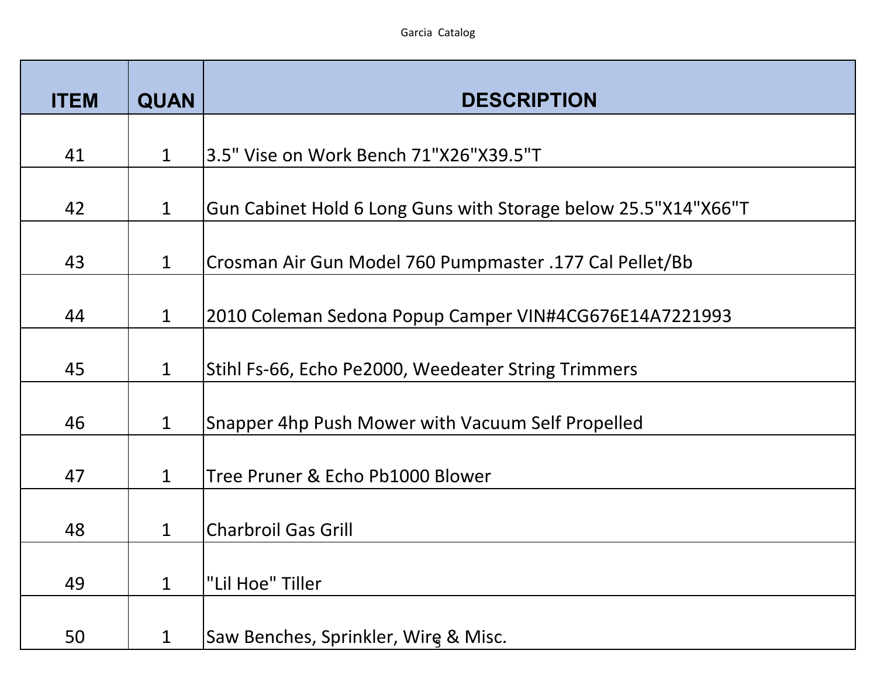| ITEM | QUAN | DESCRIPTION |
|---|---|---|
| 41 | 1 | 3.5" Vise on Work Bench 71"X26"X39.5"T |
| 42 | 1 | Gun Cabinet Hold 6 Long Guns with Storage below 25.5"X14"X66"T |
| 43 | 1 | Crosman Air Gun Model 760 Pumpmaster .177 Cal Pellet/Bb |
| 44 | 1 | 2010 Coleman Sedona Popup Camper VIN#4CG676E14A7221993 |
| 45 | 1 | Stihl Fs-66, Echo Pe2000, Weedeater String Trimmers |
| 46 | 1 | Snapper 4hp Push Mower with Vacuum Self Propelled |
| 47 | 1 | Tree Pruner & Echo Pb1000 Blower |
| 48 | 1 | Charbroil Gas Grill |
| 49 | 1 | "Lil Hoe" Tiller |
| 50 | 1 | Saw Benches, Sprinkler, Wire & Misc. |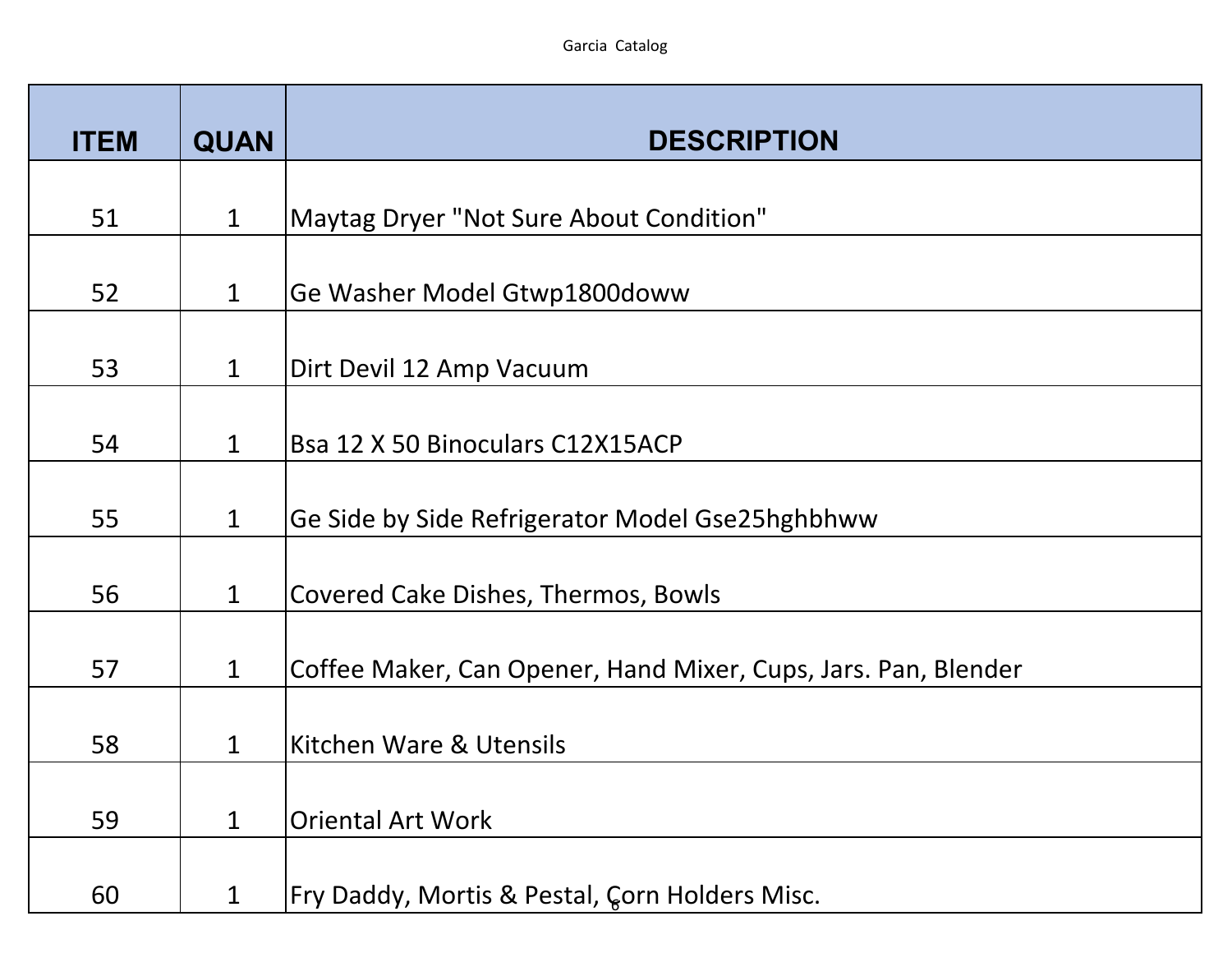| ITEM | QUAN | DESCRIPTION |
|---|---|---|
| 51 | 1 | Maytag Dryer "Not Sure About Condition" |
| 52 | 1 | Ge Washer Model Gtwp1800doww |
| 53 | 1 | Dirt Devil 12 Amp Vacuum |
| 54 | 1 | Bsa 12 X 50 Binoculars C12X15ACP |
| 55 | 1 | Ge Side by Side Refrigerator Model Gse25hghbhww |
| 56 | 1 | Covered Cake Dishes, Thermos, Bowls |
| 57 | 1 | Coffee Maker, Can Opener, Hand Mixer, Cups, Jars. Pan, Blender |
| 58 | 1 | Kitchen Ware & Utensils |
| 59 | 1 | Oriental Art Work |
| 60 | 1 | Fry Daddy, Mortis & Pestal, Corn Holders Misc. |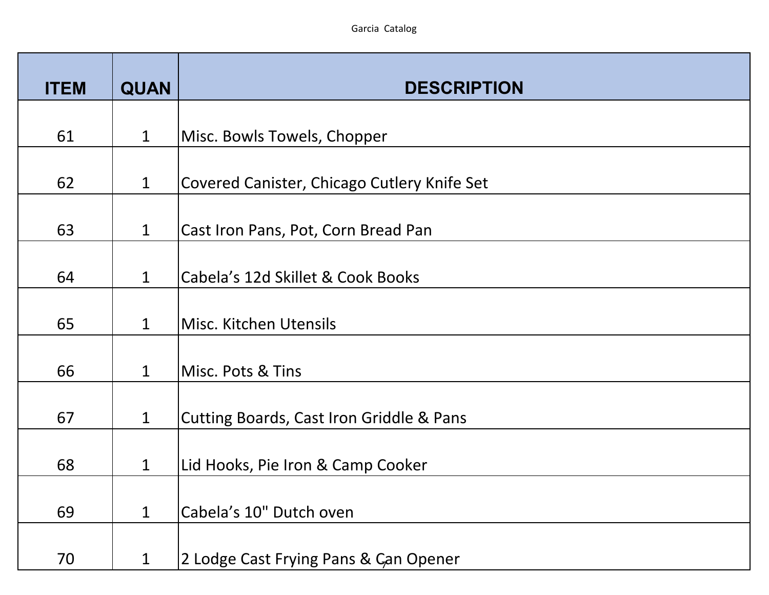| ITEM | QUAN | DESCRIPTION |
|---|---|---|
| 61 | 1 | Misc. Bowls Towels, Chopper |
| 62 | 1 | Covered Canister, Chicago Cutlery Knife Set |
| 63 | 1 | Cast Iron Pans, Pot, Corn Bread Pan |
| 64 | 1 | Cabela's 12d Skillet & Cook Books |
| 65 | 1 | Misc. Kitchen Utensils |
| 66 | 1 | Misc. Pots & Tins |
| 67 | 1 | Cutting Boards, Cast Iron Griddle & Pans |
| 68 | 1 | Lid Hooks, Pie Iron & Camp Cooker |
| 69 | 1 | Cabela's 10" Dutch oven |
| 70 | 1 | 2 Lodge Cast Frying Pans & Can Opener |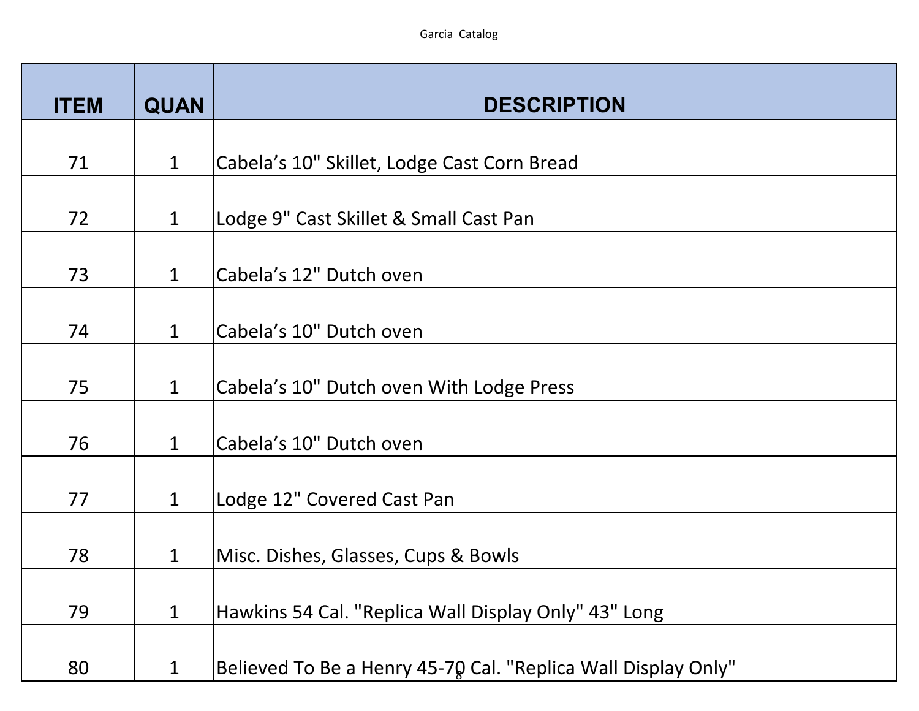| ITEM | QUAN | DESCRIPTION |
|---|---|---|
| 71 | 1 | Cabela’s 10" Skillet, Lodge Cast Corn Bread |
| 72 | 1 | Lodge 9" Cast Skillet & Small Cast Pan |
| 73 | 1 | Cabela’s 12" Dutch oven |
| 74 | 1 | Cabela’s 10" Dutch oven |
| 75 | 1 | Cabela’s 10" Dutch oven With Lodge Press |
| 76 | 1 | Cabela’s 10" Dutch oven |
| 77 | 1 | Lodge 12" Covered Cast Pan |
| 78 | 1 | Misc. Dishes, Glasses, Cups & Bowls |
| 79 | 1 | Hawkins 54 Cal. "Replica Wall Display Only" 43" Long |
| 80 | 1 | Believed To Be a Henry 45-70 Cal. "Replica Wall Display Only" |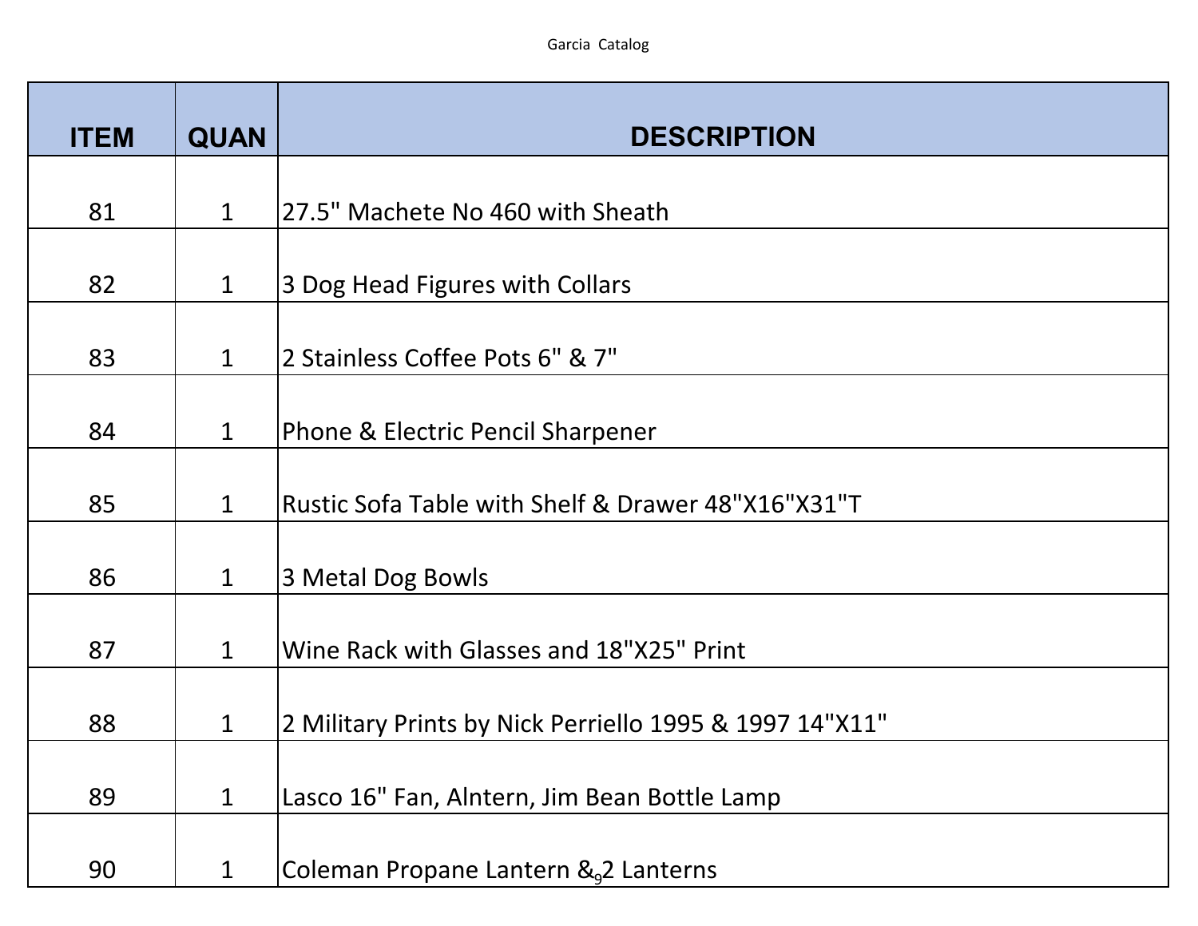Garcia Catalog

| ITEM | QUAN | DESCRIPTION |
|---|---|---|
| 81 | 1 | 27.5" Machete No 460 with Sheath |
| 82 | 1 | 3 Dog Head Figures with Collars |
| 83 | 1 | 2 Stainless Coffee Pots 6" & 7" |
| 84 | 1 | Phone & Electric Pencil Sharpener |
| 85 | 1 | Rustic Sofa Table with Shelf & Drawer 48"X16"X31"T |
| 86 | 1 | 3 Metal Dog Bowls |
| 87 | 1 | Wine Rack with Glasses and 18"X25" Print |
| 88 | 1 | 2 Military Prints by Nick Perriello 1995 & 1997 14"X11" |
| 89 | 1 | Lasco 16" Fan, Alntern, Jim Bean Bottle Lamp |
| 90 | 1 | Coleman Propane Lantern & 2 Lanterns |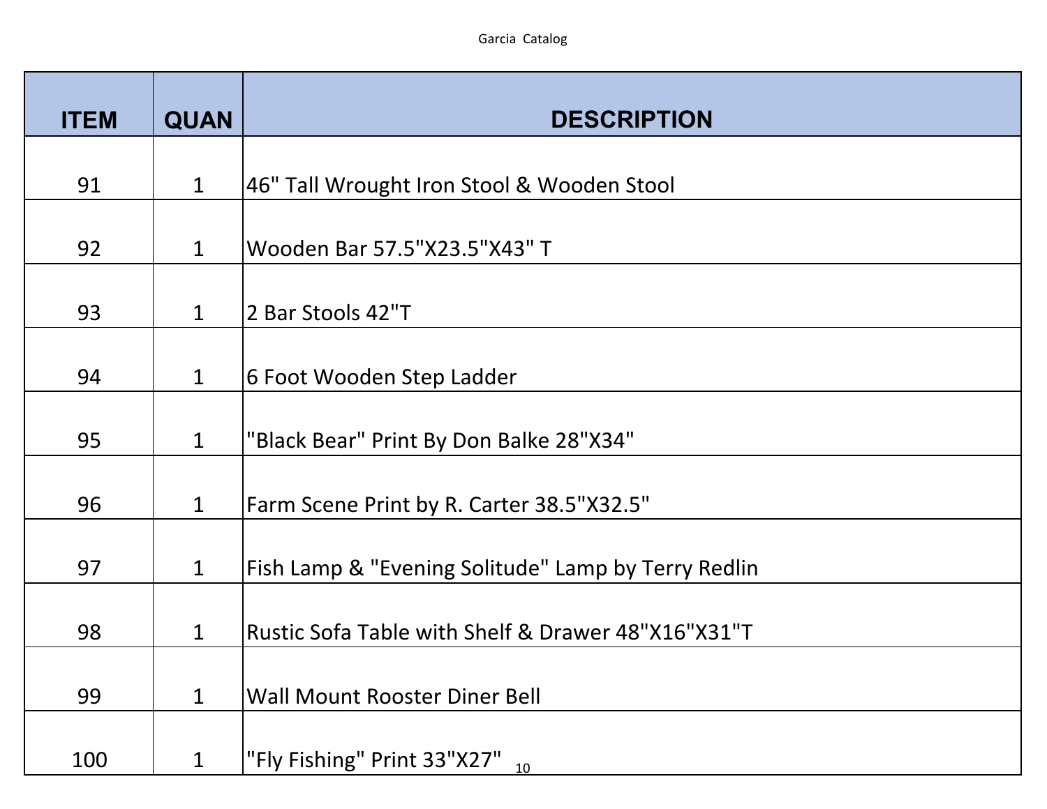| ITEM | QUAN | DESCRIPTION |
|---|---|---|
| 91 | 1 | 46" Tall Wrought Iron Stool & Wooden Stool |
| 92 | 1 | Wooden Bar 57.5"X23.5"X43" T |
| 93 | 1 | 2 Bar Stools 42"T |
| 94 | 1 | 6 Foot Wooden Step Ladder |
| 95 | 1 | "Black Bear" Print By Don Balke 28"X34" |
| 96 | 1 | Farm Scene Print by R. Carter 38.5"X32.5" |
| 97 | 1 | Fish Lamp & "Evening Solitude" Lamp by Terry Redlin |
| 98 | 1 | Rustic Sofa Table with Shelf & Drawer 48"X16"X31"T |
| 99 | 1 | Wall Mount Rooster Diner Bell |
| 100 | 1 | "Fly Fishing" Print 33"X27" |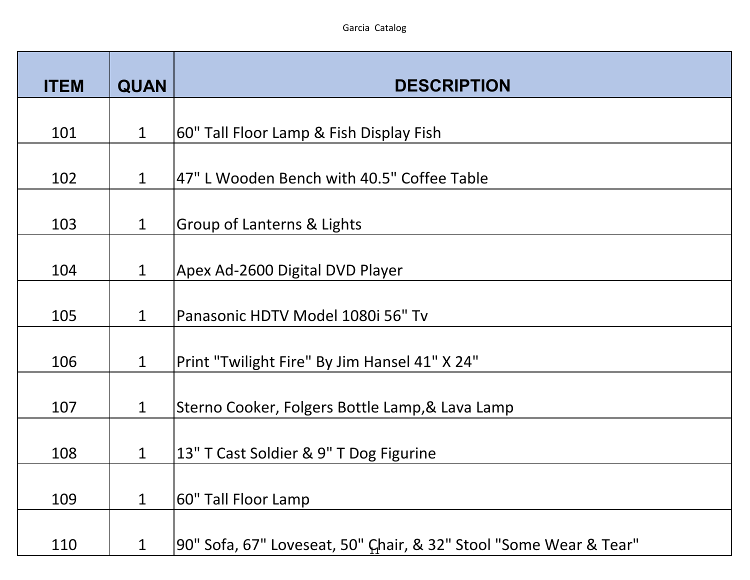| ITEM | QUAN | DESCRIPTION |
|---|---|---|
| 101 | 1 | 60" Tall Floor Lamp & Fish Display Fish |
| 102 | 1 | 47" L Wooden Bench with 40.5" Coffee Table |
| 103 | 1 | Group of Lanterns & Lights |
| 104 | 1 | Apex Ad-2600 Digital DVD Player |
| 105 | 1 | Panasonic HDTV Model 1080i 56" Tv |
| 106 | 1 | Print "Twilight Fire" By Jim Hansel 41" X 24" |
| 107 | 1 | Sterno Cooker, Folgers Bottle Lamp,& Lava Lamp |
| 108 | 1 | 13" T Cast Soldier & 9" T Dog Figurine |
| 109 | 1 | 60" Tall Floor Lamp |
| 110 | 1 | 90" Sofa, 67" Loveseat, 50" Chair, & 32" Stool "Some Wear & Tear" |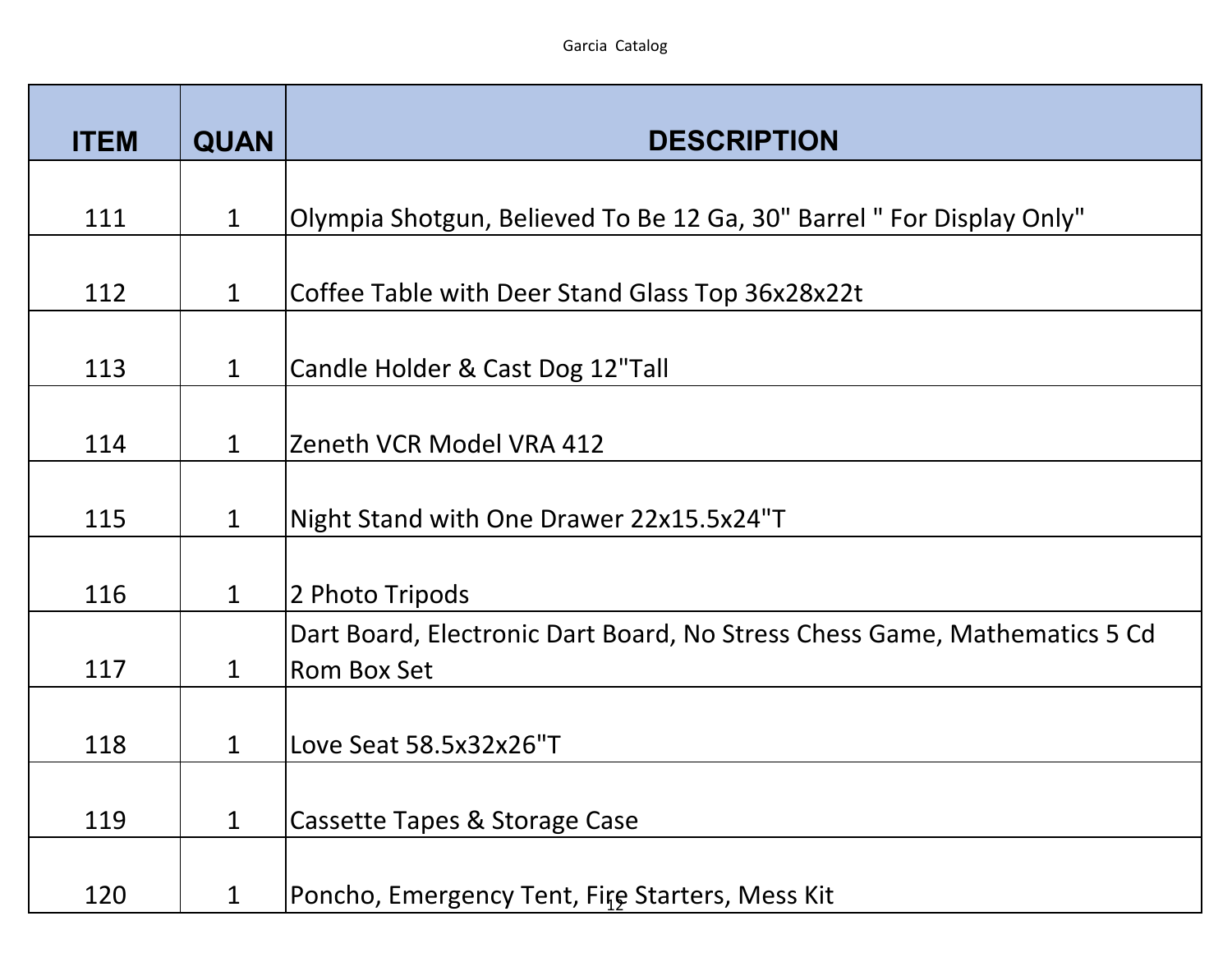| ITEM | QUAN | DESCRIPTION |
|---|---|---|
| 111 | 1 | Olympia Shotgun, Believed To Be 12 Ga, 30" Barrel " For Display Only" |
| 112 | 1 | Coffee Table with Deer Stand Glass Top 36x28x22t |
| 113 | 1 | Candle Holder & Cast Dog 12"Tall |
| 114 | 1 | Zeneth VCR Model VRA 412 |
| 115 | 1 | Night Stand with One Drawer 22x15.5x24"T |
| 116 | 1 | 2 Photo Tripods |
| 117 | 1 | Dart Board, Electronic Dart Board, No Stress Chess Game, Mathematics 5 Cd Rom Box Set |
| 118 | 1 | Love Seat 58.5x32x26"T |
| 119 | 1 | Cassette Tapes & Storage Case |
| 120 | 1 | Poncho, Emergency Tent, Fire Starters, Mess Kit |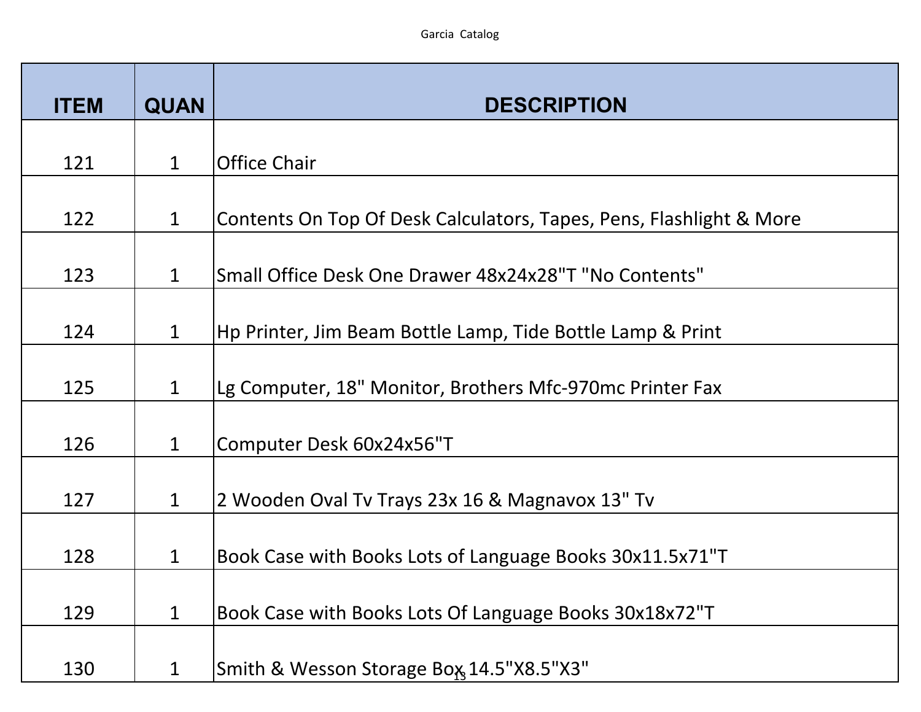| ITEM | QUAN | DESCRIPTION |
|---|---|---|
| 121 | 1 | Office Chair |
| 122 | 1 | Contents On Top Of Desk Calculators, Tapes, Pens, Flashlight & More |
| 123 | 1 | Small Office Desk One Drawer 48x24x28"T "No Contents" |
| 124 | 1 | Hp Printer, Jim Beam Bottle Lamp, Tide Bottle Lamp & Print |
| 125 | 1 | Lg Computer, 18" Monitor, Brothers Mfc-970mc Printer Fax |
| 126 | 1 | Computer Desk 60x24x56"T |
| 127 | 1 | 2 Wooden Oval Tv Trays 23x 16 & Magnavox 13" Tv |
| 128 | 1 | Book Case with Books Lots of Language Books 30x11.5x71"T |
| 129 | 1 | Book Case with Books Lots Of Language Books 30x18x72"T |
| 130 | 1 | Smith & Wesson Storage Box 14.5"X8.5"X3" |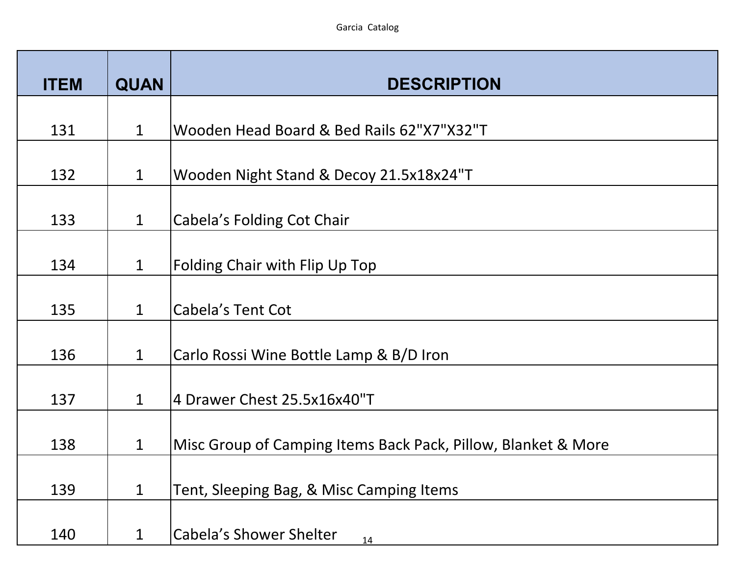| ITEM | QUAN | DESCRIPTION |
|---|---|---|
| 131 | 1 | Wooden Head Board & Bed Rails 62"X7"X32"T |
| 132 | 1 | Wooden Night Stand & Decoy 21.5x18x24"T |
| 133 | 1 | Cabela's Folding Cot Chair |
| 134 | 1 | Folding Chair with Flip Up Top |
| 135 | 1 | Cabela's Tent Cot |
| 136 | 1 | Carlo Rossi Wine Bottle Lamp & B/D Iron |
| 137 | 1 | 4 Drawer Chest 25.5x16x40"T |
| 138 | 1 | Misc Group of Camping Items Back Pack, Pillow, Blanket & More |
| 139 | 1 | Tent, Sleeping Bag, & Misc Camping Items |
| 140 | 1 | Cabela's Shower Shelter |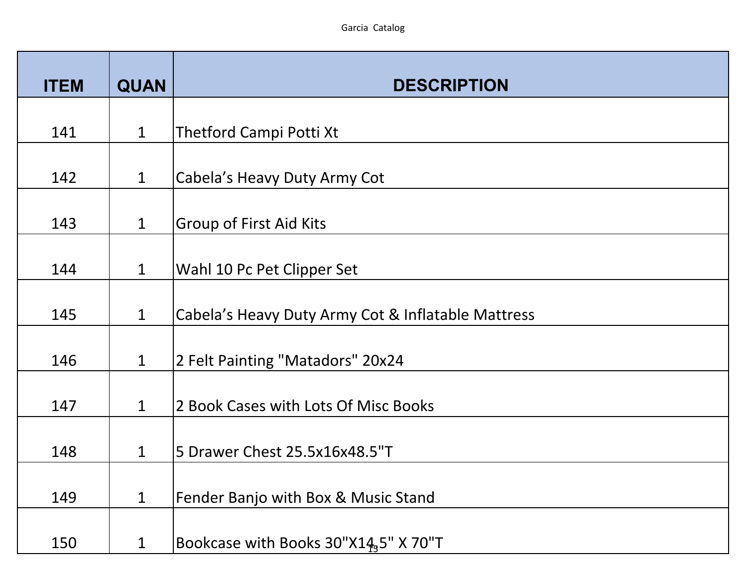| ITEM | QUAN | DESCRIPTION |
|---|---|---|
| 141 | 1 | Thetford Campi Potti Xt |
| 142 | 1 | Cabela’s Heavy Duty Army Cot |
| 143 | 1 | Group of First Aid Kits |
| 144 | 1 | Wahl 10 Pc Pet Clipper Set |
| 145 | 1 | Cabela’s Heavy Duty Army Cot & Inflatable Mattress |
| 146 | 1 | 2 Felt Painting "Matadors" 20x24 |
| 147 | 1 | 2 Book Cases with Lots Of Misc Books |
| 148 | 1 | 5 Drawer Chest 25.5x16x48.5"T |
| 149 | 1 | Fender Banjo with Box & Music Stand |
| 150 | 1 | Bookcase with Books 30"X14.5" X 70"T |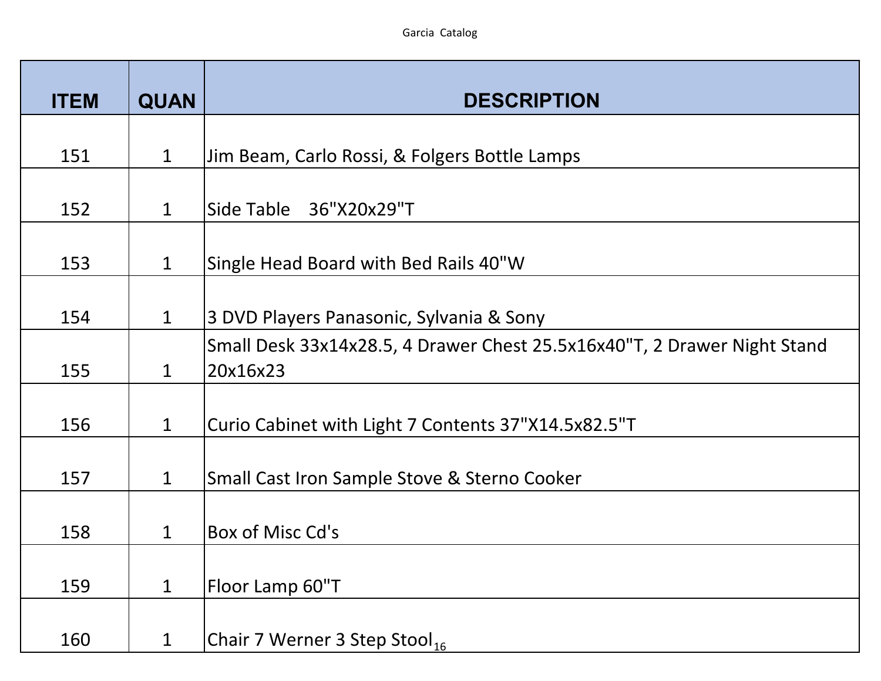Garcia Catalog

| ITEM | QUAN | DESCRIPTION |
|---|---|---|
| 151 | 1 | Jim Beam, Carlo Rossi, & Folgers Bottle Lamps |
| 152 | 1 | Side Table 36"X20x29"T |
| 153 | 1 | Single Head Board with Bed Rails 40"W |
| 154 | 1 | 3 DVD Players Panasonic, Sylvania & Sony |
| 155 | 1 | Small Desk 33x14x28.5, 4 Drawer Chest 25.5x16x40"T, 2 Drawer Night Stand 20x16x23 |
| 156 | 1 | Curio Cabinet with Light 7 Contents 37"X14.5x82.5"T |
| 157 | 1 | Small Cast Iron Sample Stove & Sterno Cooker |
| 158 | 1 | Box of Misc Cd's |
| 159 | 1 | Floor Lamp 60"T |
| 160 | 1 | Chair 7 Werner 3 Step Stool |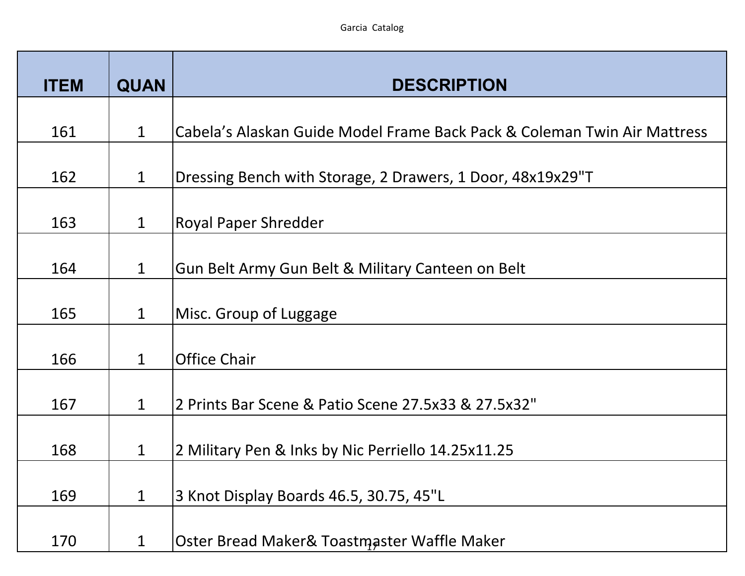| ITEM | QUAN | DESCRIPTION |
| --- | --- | --- |
| 161 | 1 | Cabela's Alaskan Guide Model Frame Back Pack & Coleman Twin Air Mattress |
| 162 | 1 | Dressing Bench with Storage, 2 Drawers, 1 Door, 48x19x29"T |
| 163 | 1 | Royal Paper Shredder |
| 164 | 1 | Gun Belt Army Gun Belt & Military Canteen on Belt |
| 165 | 1 | Misc. Group of Luggage |
| 166 | 1 | Office Chair |
| 167 | 1 | 2 Prints Bar Scene & Patio Scene 27.5x33 & 27.5x32" |
| 168 | 1 | 2 Military Pen & Inks by Nic Perriello 14.25x11.25 |
| 169 | 1 | 3 Knot Display Boards 46.5, 30.75, 45"L |
| 170 | 1 | Oster Bread Maker& Toastmaster Waffle Maker |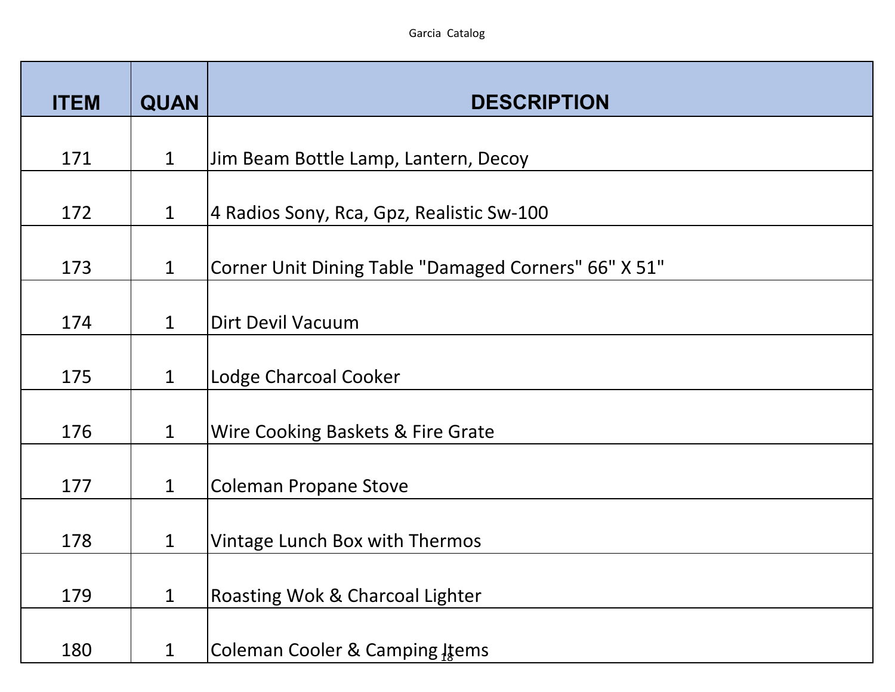| ITEM | QUAN | DESCRIPTION |
|---|---|---|
| 171 | 1 | Jim Beam Bottle Lamp, Lantern, Decoy |
| 172 | 1 | 4 Radios Sony, Rca, Gpz, Realistic Sw-100 |
| 173 | 1 | Corner Unit Dining Table "Damaged Corners" 66" X 51" |
| 174 | 1 | Dirt Devil Vacuum |
| 175 | 1 | Lodge Charcoal Cooker |
| 176 | 1 | Wire Cooking Baskets & Fire Grate |
| 177 | 1 | Coleman Propane Stove |
| 178 | 1 | Vintage Lunch Box with Thermos |
| 179 | 1 | Roasting Wok & Charcoal Lighter |
| 180 | 1 | Coleman Cooler & Camping Items |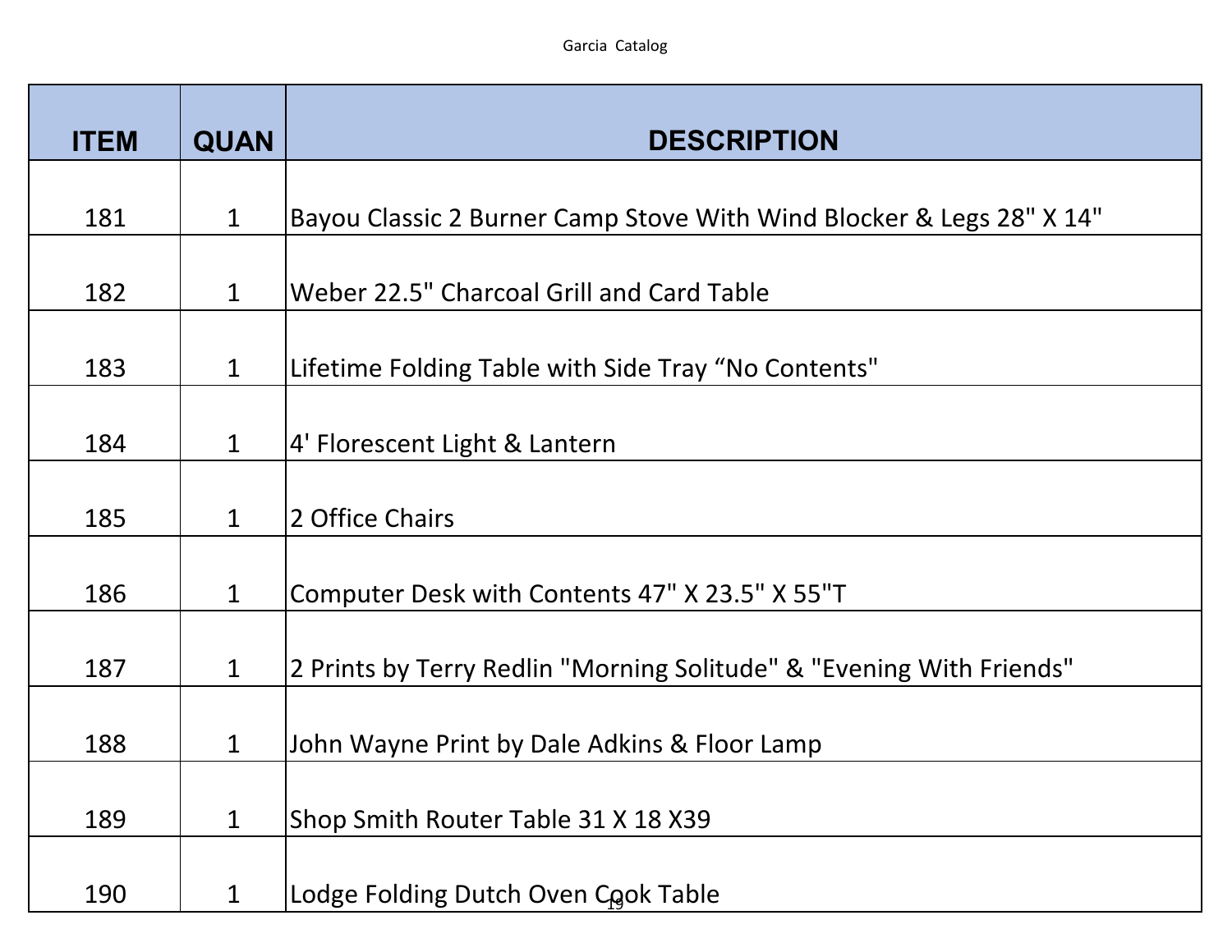| ITEM | QUAN | DESCRIPTION |
|---|---|---|
| 181 | 1 | Bayou Classic 2 Burner Camp Stove With Wind Blocker & Legs 28" X 14" |
| 182 | 1 | Weber 22.5" Charcoal Grill and Card Table |
| 183 | 1 | Lifetime Folding Table with Side Tray “No Contents" |
| 184 | 1 | 4' Florescent Light & Lantern |
| 185 | 1 | 2 Office Chairs |
| 186 | 1 | Computer Desk with Contents 47" X 23.5" X 55"T |
| 187 | 1 | 2 Prints by Terry Redlin "Morning Solitude" & "Evening With Friends" |
| 188 | 1 | John Wayne Print by Dale Adkins & Floor Lamp |
| 189 | 1 | Shop Smith Router Table 31 X 18 X39 |
| 190 | 1 | Lodge Folding Dutch Oven Cook Table |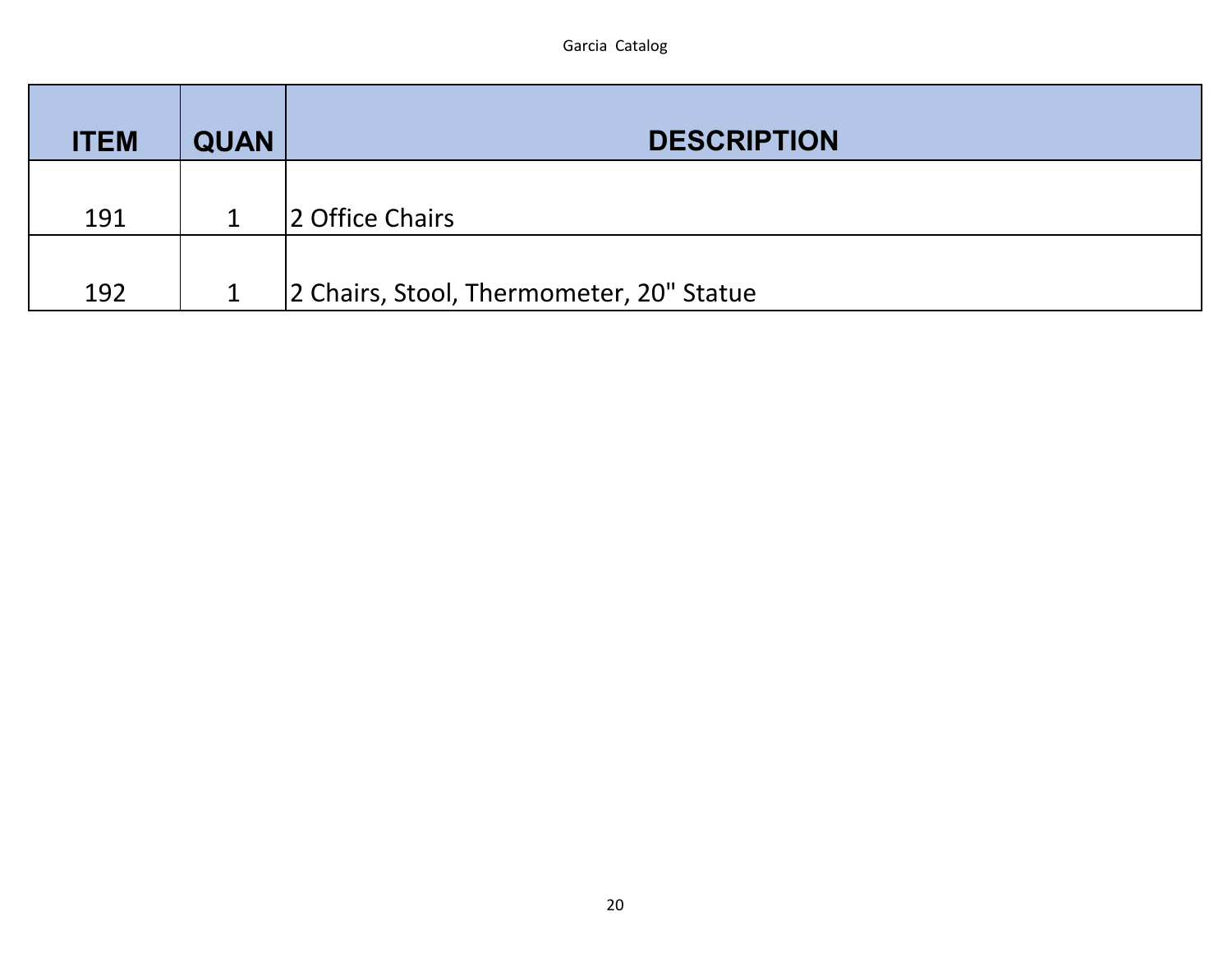| ITEM | QUAN | DESCRIPTION |
|---|---|---|
| 191 | 1 | 2 Office Chairs |
| 192 | 1 | 2 Chairs, Stool, Thermometer, 20" Statue |